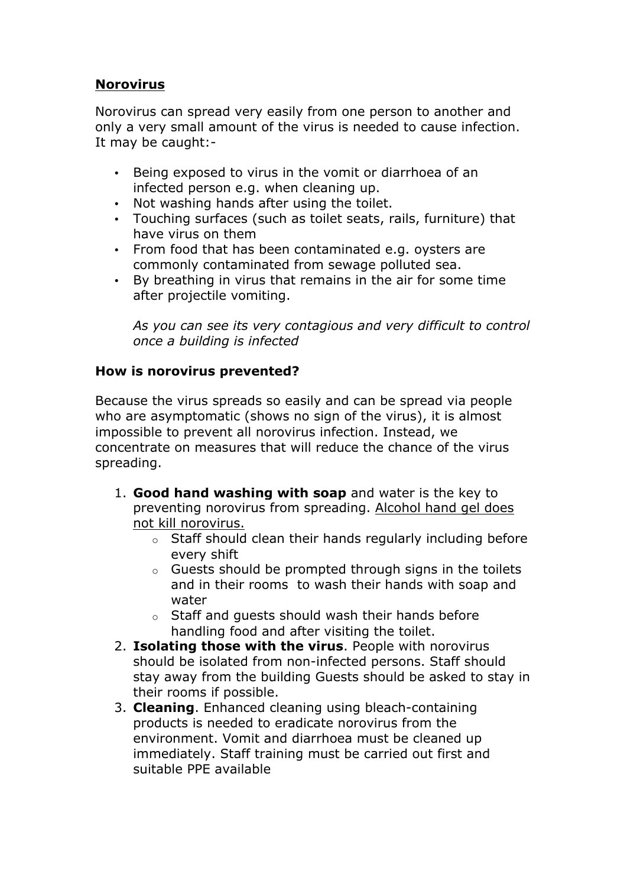## <u>Norovirus</u>

Norovirus can spread very easily from one person to another and only a very small amount of the virus is needed to cause infection. It may be caught:-

- Being exposed to virus in the vomit or diarrhoea of an infected person e.g. when cleaning up.
- Not washing hands after using the toilet.
- Touching surfaces (such as toilet seats, rails, furniture) that have virus on them
- From food that has been contaminated e.g. oysters are commonly contaminated from sewage polluted sea.
- By breathing in virus that remains in the air for some time after projectile vomiting.

*As you can see its very contagious and very difficult to control once a building is infected*

### How is norovirus prevented?

Because the virus spreads so easily and can be spread via people who are asymptomatic (shows no sign of the virus), it is almost impossible to prevent all norovirus infection. Instead, we concentrate on measures that will reduce the chance of the virus spreading.

1. **Good hand washing with soap** and water is the key to preventing norovirus from spreading. <u>Alcohol hand gel does not kill norovirus.</u>
    - Staff should clean their hands regularly including before every shift
    - Guests should be prompted through signs in the toilets and in their rooms to wash their hands with soap and water
    - Staff and guests should wash their hands before handling food and after visiting the toilet.
2. **Isolating those with the virus**. People with norovirus should be isolated from non-infected persons. Staff should stay away from the building Guests should be asked to stay in their rooms if possible.
3. **Cleaning**. Enhanced cleaning using bleach-containing products is needed to eradicate norovirus from the environment. Vomit and diarrhoea must be cleaned up immediately. Staff training must be carried out first and suitable PPE available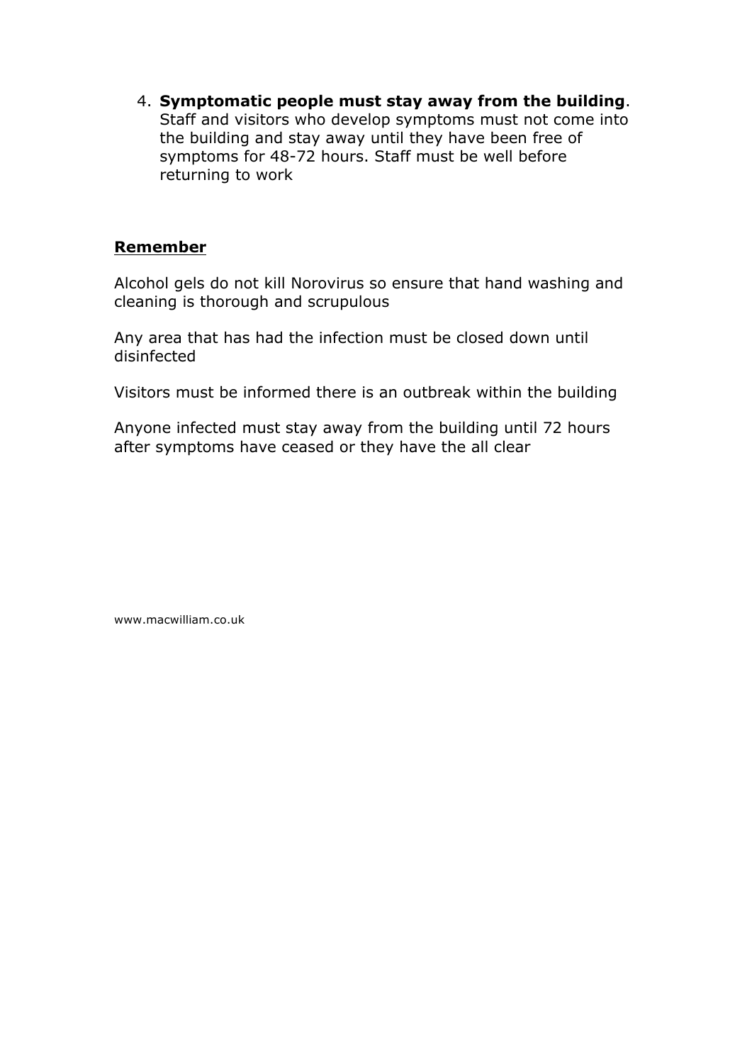4. **Symptomatic people must stay away from the building**. Staff and visitors who develop symptoms must not come into the building and stay away until they have been free of symptoms for 48-72 hours. Staff must be well before returning to work

**<u>Remember</u>**

Alcohol gels do not kill Norovirus so ensure that hand washing and cleaning is thorough and scrupulous

Any area that has had the infection must be closed down until disinfected

Visitors must be informed there is an outbreak within the building

Anyone infected must stay away from the building until 72 hours after symptoms have ceased or they have the all clear

www.macwilliam.co.uk